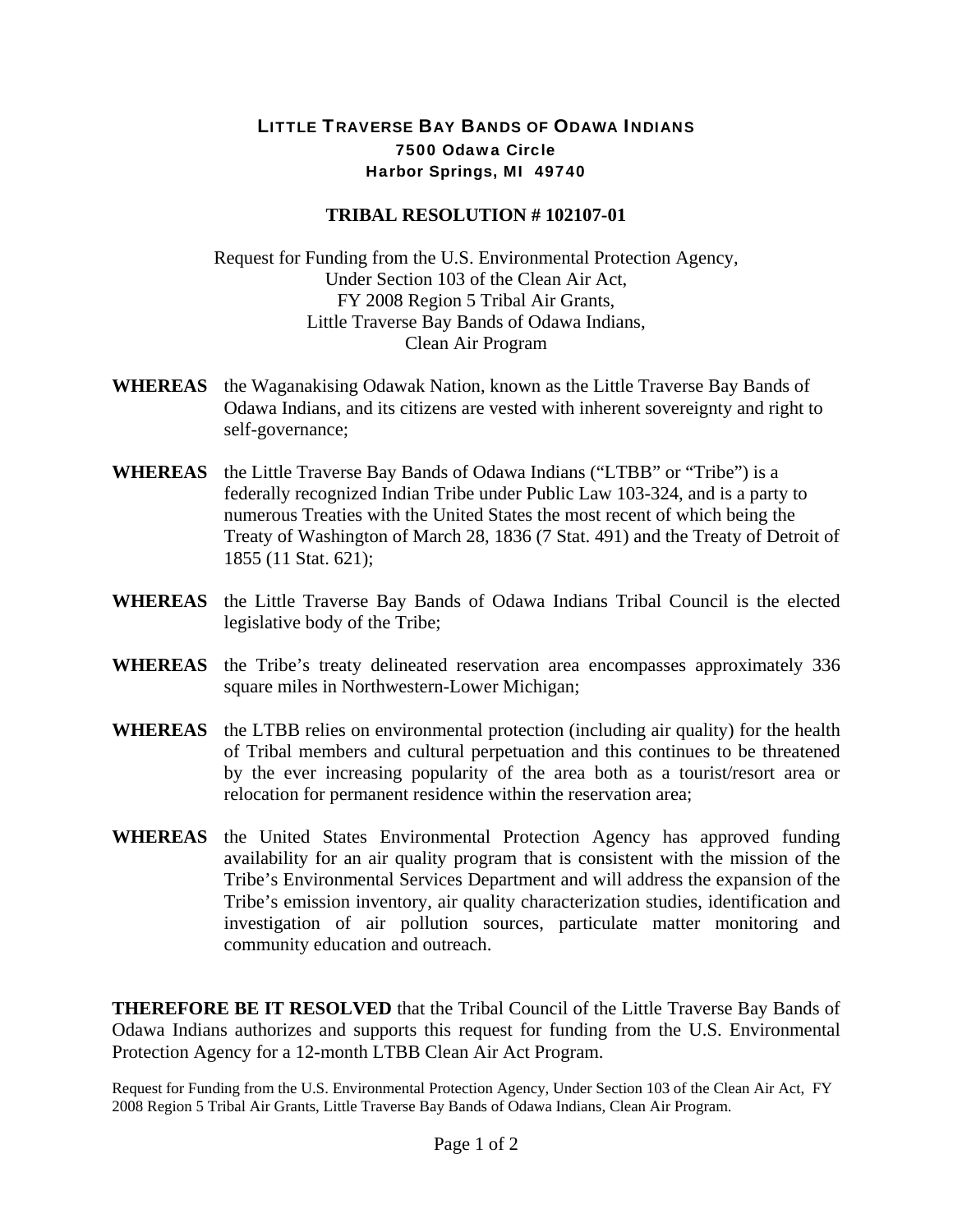# LITTLE TRAVERSE BAY BANDS OF ODAWA INDIANS

**7500 Odawa Circle**
**Harbor Springs, MI 49740**

## TRIBAL RESOLUTION # 102107-01

Request for Funding from the U.S. Environmental Protection Agency,
Under Section 103 of the Clean Air Act,
FY 2008 Region 5 Tribal Air Grants,
Little Traverse Bay Bands of Odawa Indians,
Clean Air Program

**WHEREAS** the Waganakising Odawak Nation, known as the Little Traverse Bay Bands of Odawa Indians, and its citizens are vested with inherent sovereignty and right to self-governance;

**WHEREAS** the Little Traverse Bay Bands of Odawa Indians ("LTBB" or "Tribe") is a federally recognized Indian Tribe under Public Law 103-324, and is a party to numerous Treaties with the United States the most recent of which being the Treaty of Washington of March 28, 1836 (7 Stat. 491) and the Treaty of Detroit of 1855 (11 Stat. 621);

**WHEREAS** the Little Traverse Bay Bands of Odawa Indians Tribal Council is the elected legislative body of the Tribe;

**WHEREAS** the Tribe's treaty delineated reservation area encompasses approximately 336 square miles in Northwestern-Lower Michigan;

**WHEREAS** the LTBB relies on environmental protection (including air quality) for the health of Tribal members and cultural perpetuation and this continues to be threatened by the ever increasing popularity of the area both as a tourist/resort area or relocation for permanent residence within the reservation area;

**WHEREAS** the United States Environmental Protection Agency has approved funding availability for an air quality program that is consistent with the mission of the Tribe's Environmental Services Department and will address the expansion of the Tribe's emission inventory, air quality characterization studies, identification and investigation of air pollution sources, particulate matter monitoring and community education and outreach.

**THEREFORE BE IT RESOLVED** that the Tribal Council of the Little Traverse Bay Bands of Odawa Indians authorizes and supports this request for funding from the U.S. Environmental Protection Agency for a 12-month LTBB Clean Air Act Program.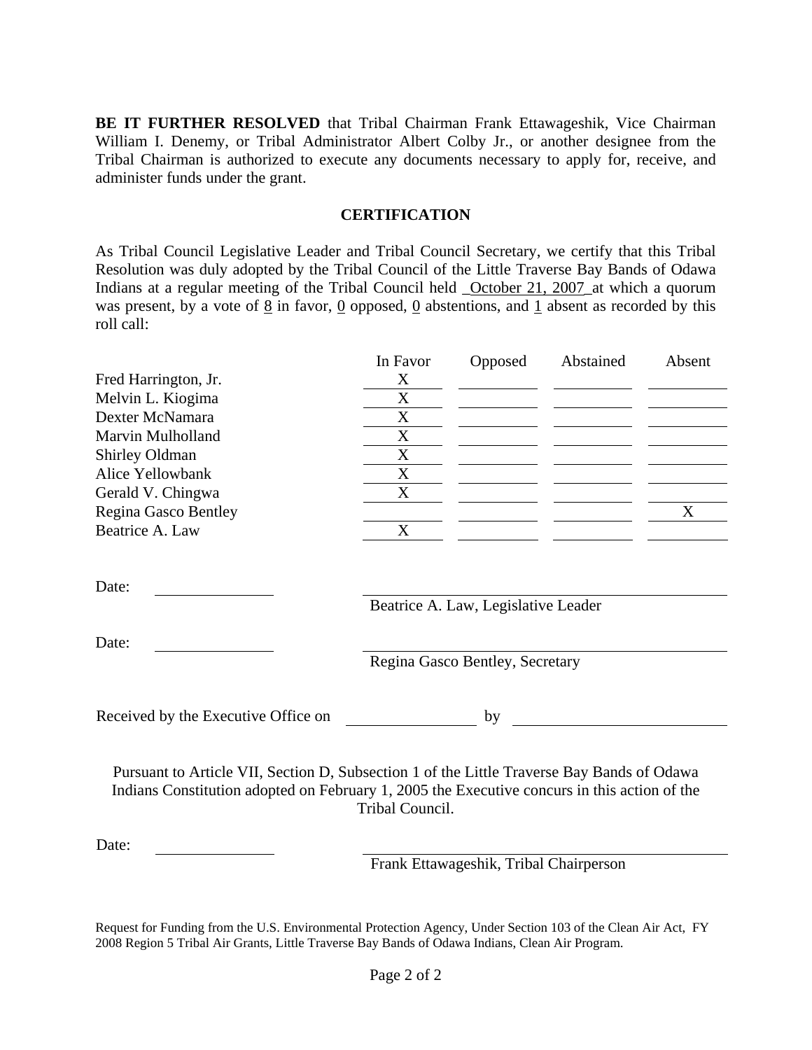**BE IT FURTHER RESOLVED** that Tribal Chairman Frank Ettawageshik, Vice Chairman William I. Denemy, or Tribal Administrator Albert Colby Jr., or another designee from the Tribal Chairman is authorized to execute any documents necessary to apply for, receive, and administer funds under the grant.

## CERTIFICATION

As Tribal Council Legislative Leader and Tribal Council Secretary, we certify that this Tribal Resolution was duly adopted by the Tribal Council of the Little Traverse Bay Bands of Odawa Indians at a regular meeting of the Tribal Council held October 21, 2007 at which a quorum was present, by a vote of 8 in favor, 0 opposed, 0 abstentions, and 1 absent as recorded by this roll call:

| | In Favor | Opposed | Abstained | Absent |
|---|---|---|---|---|
| Fred Harrington, Jr. | X | | | |
| Melvin L. Kiogima | X | | | |
| Dexter McNamara | X | | | |
| Marvin Mulholland | X | | | |
| Shirley Oldman | X | | | |
| Alice Yellowbank | X | | | |
| Gerald V. Chingwa | X | | | |
| Regina Gasco Bentley | | | | X |
| Beatrice A. Law | X | | | |

Date: ______________ ______________________________
Beatrice A. Law, Legislative Leader

Date: ______________ ______________________________
Regina Gasco Bentley, Secretary

Received by the Executive Office on ______________ by ______________________

Pursuant to Article VII, Section D, Subsection 1 of the Little Traverse Bay Bands of Odawa Indians Constitution adopted on February 1, 2005 the Executive concurs in this action of the Tribal Council.

Date: ______________ ______________________________
Frank Ettawageshik, Tribal Chairperson

Request for Funding from the U.S. Environmental Protection Agency, Under Section 103 of the Clean Air Act, FY 2008 Region 5 Tribal Air Grants, Little Traverse Bay Bands of Odawa Indians, Clean Air Program.